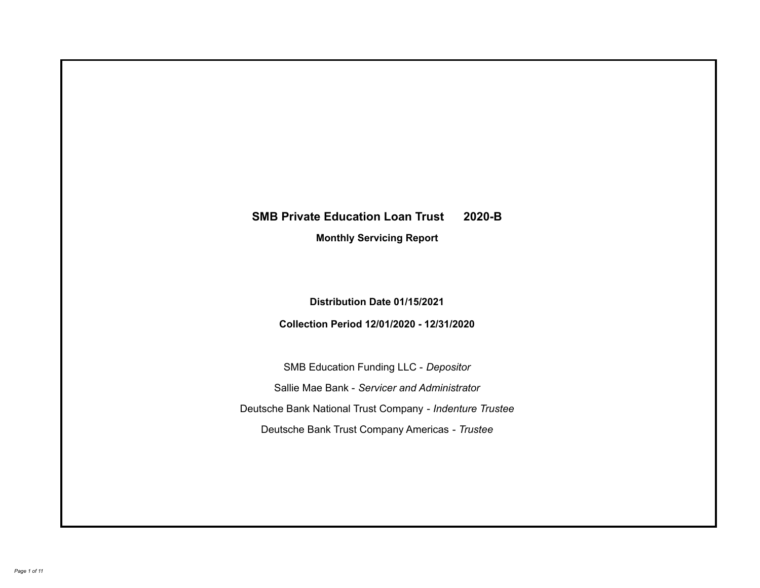# SMB Private Education Loan Trust 2020-B

## Monthly Servicing Report

**Distribution Date 01/15/2021**

**Collection Period 12/01/2020 - 12/31/2020**

SMB Education Funding LLC - *Depositor*

Sallie Mae Bank - *Servicer and Administrator*

Deutsche Bank National Trust Company - *Indenture Trustee*

Deutsche Bank Trust Company Americas - *Trustee*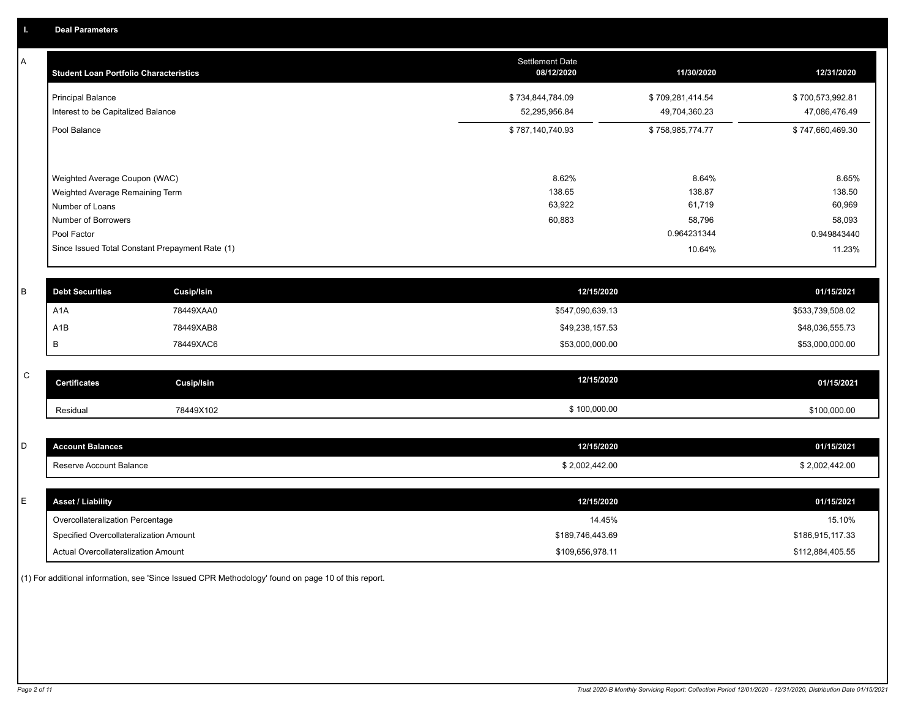# I. Deal Parameters

## A

| Student Loan Portfolio Characteristics | Settlement Date 08/12/2020 | 11/30/2020 | 12/31/2020 |
|---|---|---|---|
| Principal Balance | $ 734,844,784.09 | $ 709,281,414.54 | $ 700,573,992.81 |
| Interest to be Capitalized Balance | 52,295,956.84 | 49,704,360.23 | 47,086,476.49 |
| Pool Balance | $ 787,140,740.93 | $ 758,985,774.77 | $ 747,660,469.30 |
| Weighted Average Coupon (WAC) | 8.62% | 8.64% | 8.65% |
| Weighted Average Remaining Term | 138.65 | 138.87 | 138.50 |
| Number of Loans | 63,922 | 61,719 | 60,969 |
| Number of Borrowers | 60,883 | 58,796 | 58,093 |
| Pool Factor | | 0.964231344 | 0.949843440 |
| Since Issued Total Constant Prepayment Rate (1) | | 10.64% | 11.23% |

## B

| Debt Securities | Cusip/Isin | 12/15/2020 | 01/15/2021 |
|---|---|---|---|
| A1A | 78449XAA0 | $547,090,639.13 | $533,739,508.02 |
| A1B | 78449XAB8 | $49,238,157.53 | $48,036,555.73 |
| B | 78449XAC6 | $53,000,000.00 | $53,000,000.00 |

## C

| Certificates | Cusip/Isin | 12/15/2020 | 01/15/2021 |
|---|---|---|---|
| Residual | 78449X102 | $ 100,000.00 | $100,000.00 |

## D

| Account Balances | 12/15/2020 | 01/15/2021 |
|---|---|---|
| Reserve Account Balance | $ 2,002,442.00 | $ 2,002,442.00 |

## E

| Asset / Liability | 12/15/2020 | 01/15/2021 |
|---|---|---|
| Overcollateralization Percentage | 14.45% | 15.10% |
| Specified Overcollateralization Amount | $189,746,443.69 | $186,915,117.33 |
| Actual Overcollateralization Amount | $109,656,978.11 | $112,884,405.55 |

(1) For additional information, see 'Since Issued CPR Methodology' found on page 10 of this report.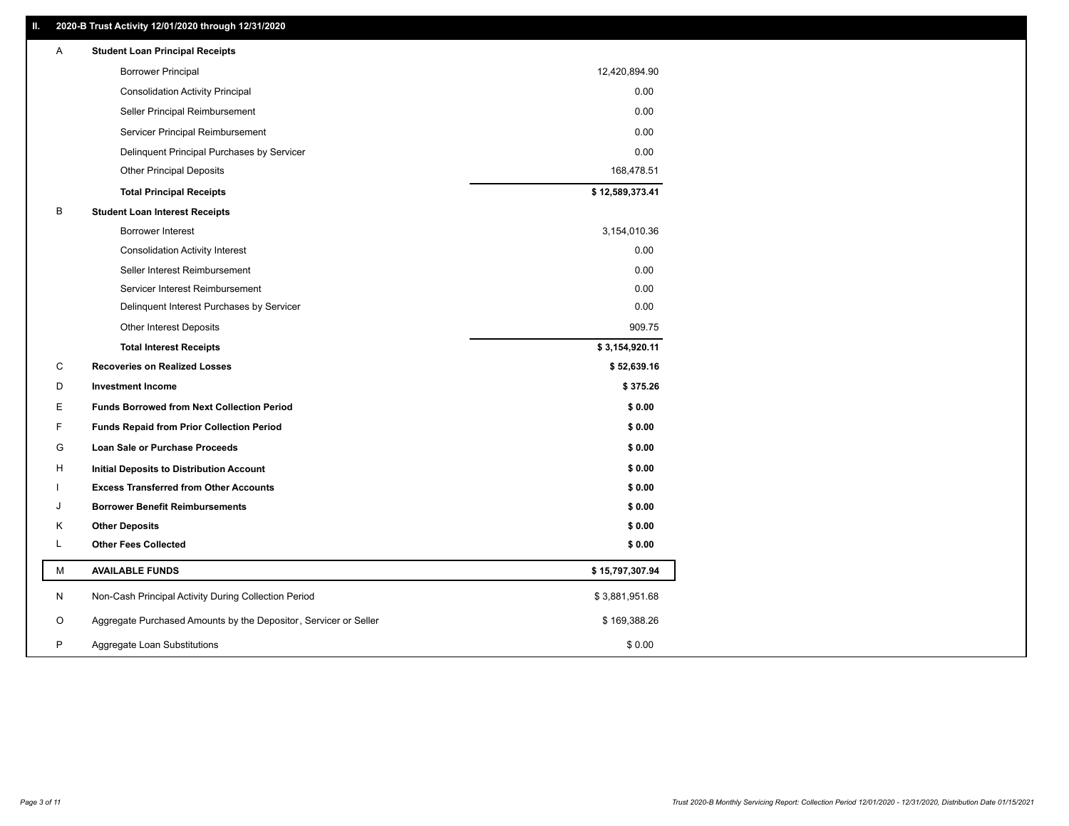## II. 2020-B Trust Activity 12/01/2020 through 12/31/2020

| | | |
|---|---|---|
| A | **Student Loan Principal Receipts** | |
| | Borrower Principal | 12,420,894.90 |
| | Consolidation Activity Principal | 0.00 |
| | Seller Principal Reimbursement | 0.00 |
| | Servicer Principal Reimbursement | 0.00 |
| | Delinquent Principal Purchases by Servicer | 0.00 |
| | Other Principal Deposits | 168,478.51 |
| | **Total Principal Receipts** | **$ 12,589,373.41** |
| B | **Student Loan Interest Receipts** | |
| | Borrower Interest | 3,154,010.36 |
| | Consolidation Activity Interest | 0.00 |
| | Seller Interest Reimbursement | 0.00 |
| | Servicer Interest Reimbursement | 0.00 |
| | Delinquent Interest Purchases by Servicer | 0.00 |
| | Other Interest Deposits | 909.75 |
| | **Total Interest Receipts** | **$ 3,154,920.11** |
| C | **Recoveries on Realized Losses** | **$ 52,639.16** |
| D | **Investment Income** | **$ 375.26** |
| E | **Funds Borrowed from Next Collection Period** | **$ 0.00** |
| F | **Funds Repaid from Prior Collection Period** | **$ 0.00** |
| G | **Loan Sale or Purchase Proceeds** | **$ 0.00** |
| H | **Initial Deposits to Distribution Account** | **$ 0.00** |
| I | **Excess Transferred from Other Accounts** | **$ 0.00** |
| J | **Borrower Benefit Reimbursements** | **$ 0.00** |
| K | **Other Deposits** | **$ 0.00** |
| L | **Other Fees Collected** | **$ 0.00** |
| M | **AVAILABLE FUNDS** | **$ 15,797,307.94** |
| N | Non-Cash Principal Activity During Collection Period | $ 3,881,951.68 |
| O | Aggregate Purchased Amounts by the Depositor, Servicer or Seller | $ 169,388.26 |
| P | Aggregate Loan Substitutions | $ 0.00 |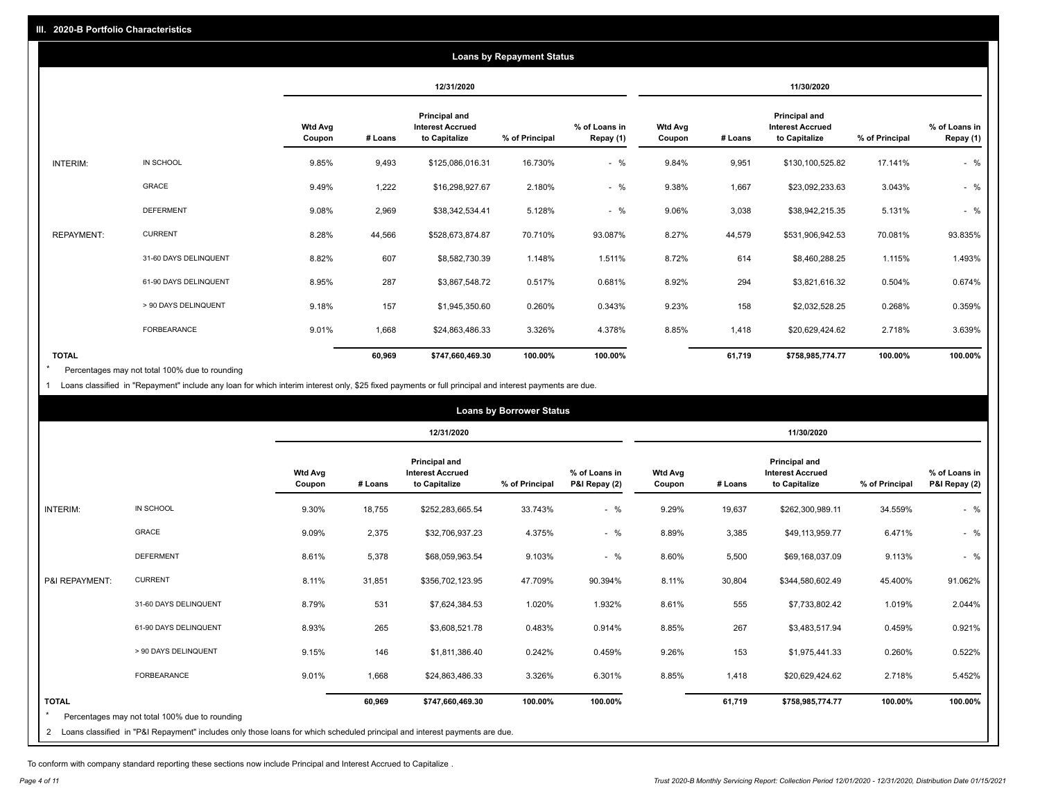## III. 2020-B Portfolio Characteristics

### Loans by Repayment Status

| | | 12/31/2020 | | | | | 11/30/2020 | | | | |
|---|---|---|---|---|---|---|---|---|---|---|---|
| | | Wtd Avg Coupon | # Loans | Principal and Interest Accrued to Capitalize | % of Principal | % of Loans in Repay (1) | Wtd Avg Coupon | # Loans | Principal and Interest Accrued to Capitalize | % of Principal | % of Loans in Repay (1) |
| INTERIM: | IN SCHOOL | 9.85% | 9,493 | $125,086,016.31 | 16.730% | - % | 9.84% | 9,951 | $130,100,525.82 | 17.141% | - % |
| | GRACE | 9.49% | 1,222 | $16,298,927.67 | 2.180% | - % | 9.38% | 1,667 | $23,092,233.63 | 3.043% | - % |
| | DEFERMENT | 9.08% | 2,969 | $38,342,534.41 | 5.128% | - % | 9.06% | 3,038 | $38,942,215.35 | 5.131% | - % |
| REPAYMENT: | CURRENT | 8.28% | 44,566 | $528,673,874.87 | 70.710% | 93.087% | 8.27% | 44,579 | $531,906,942.53 | 70.081% | 93.835% |
| | 31-60 DAYS DELINQUENT | 8.82% | 607 | $8,582,730.39 | 1.148% | 1.511% | 8.72% | 614 | $8,460,288.25 | 1.115% | 1.493% |
| | 61-90 DAYS DELINQUENT | 8.95% | 287 | $3,867,548.72 | 0.517% | 0.681% | 8.92% | 294 | $3,821,616.32 | 0.504% | 0.674% |
| | > 90 DAYS DELINQUENT | 9.18% | 157 | $1,945,350.60 | 0.260% | 0.343% | 9.23% | 158 | $2,032,528.25 | 0.268% | 0.359% |
| | FORBEARANCE | 9.01% | 1,668 | $24,863,486.33 | 3.326% | 4.378% | 8.85% | 1,418 | $20,629,424.62 | 2.718% | 3.639% |
| TOTAL | | | 60,969 | $747,660,469.30 | 100.00% | 100.00% | | 61,719 | $758,985,774.77 | 100.00% | 100.00% |

\* Percentages may not total 100% due to rounding

1 Loans classified in "Repayment" include any loan for which interim interest only, $25 fixed payments or full principal and interest payments are due.

### Loans by Borrower Status

| | | 12/31/2020 | | | | | 11/30/2020 | | | | |
|---|---|---|---|---|---|---|---|---|---|---|---|
| | | Wtd Avg Coupon | # Loans | Principal and Interest Accrued to Capitalize | % of Principal | % of Loans in P&I Repay (2) | Wtd Avg Coupon | # Loans | Principal and Interest Accrued to Capitalize | % of Principal | % of Loans in P&I Repay (2) |
| INTERIM: | IN SCHOOL | 9.30% | 18,755 | $252,283,665.54 | 33.743% | - % | 9.29% | 19,637 | $262,300,989.11 | 34.559% | - % |
| | GRACE | 9.09% | 2,375 | $32,706,937.23 | 4.375% | - % | 8.89% | 3,385 | $49,113,959.77 | 6.471% | - % |
| | DEFERMENT | 8.61% | 5,378 | $68,059,963.54 | 9.103% | - % | 8.60% | 5,500 | $69,168,037.09 | 9.113% | - % |
| P&I REPAYMENT: | CURRENT | 8.11% | 31,851 | $356,702,123.95 | 47.709% | 90.394% | 8.11% | 30,804 | $344,580,602.49 | 45.400% | 91.062% |
| | 31-60 DAYS DELINQUENT | 8.79% | 531 | $7,624,384.53 | 1.020% | 1.932% | 8.61% | 555 | $7,733,802.42 | 1.019% | 2.044% |
| | 61-90 DAYS DELINQUENT | 8.93% | 265 | $3,608,521.78 | 0.483% | 0.914% | 8.85% | 267 | $3,483,517.94 | 0.459% | 0.921% |
| | > 90 DAYS DELINQUENT | 9.15% | 146 | $1,811,386.40 | 0.242% | 0.459% | 9.26% | 153 | $1,975,441.33 | 0.260% | 0.522% |
| | FORBEARANCE | 9.01% | 1,668 | $24,863,486.33 | 3.326% | 6.301% | 8.85% | 1,418 | $20,629,424.62 | 2.718% | 5.452% |
| TOTAL | | | 60,969 | $747,660,469.30 | 100.00% | 100.00% | | 61,719 | $758,985,774.77 | 100.00% | 100.00% |

\* Percentages may not total 100% due to rounding

2 Loans classified in "P&I Repayment" includes only those loans for which scheduled principal and interest payments are due.

To conform with company standard reporting these sections now include Principal and Interest Accrued to Capitalize .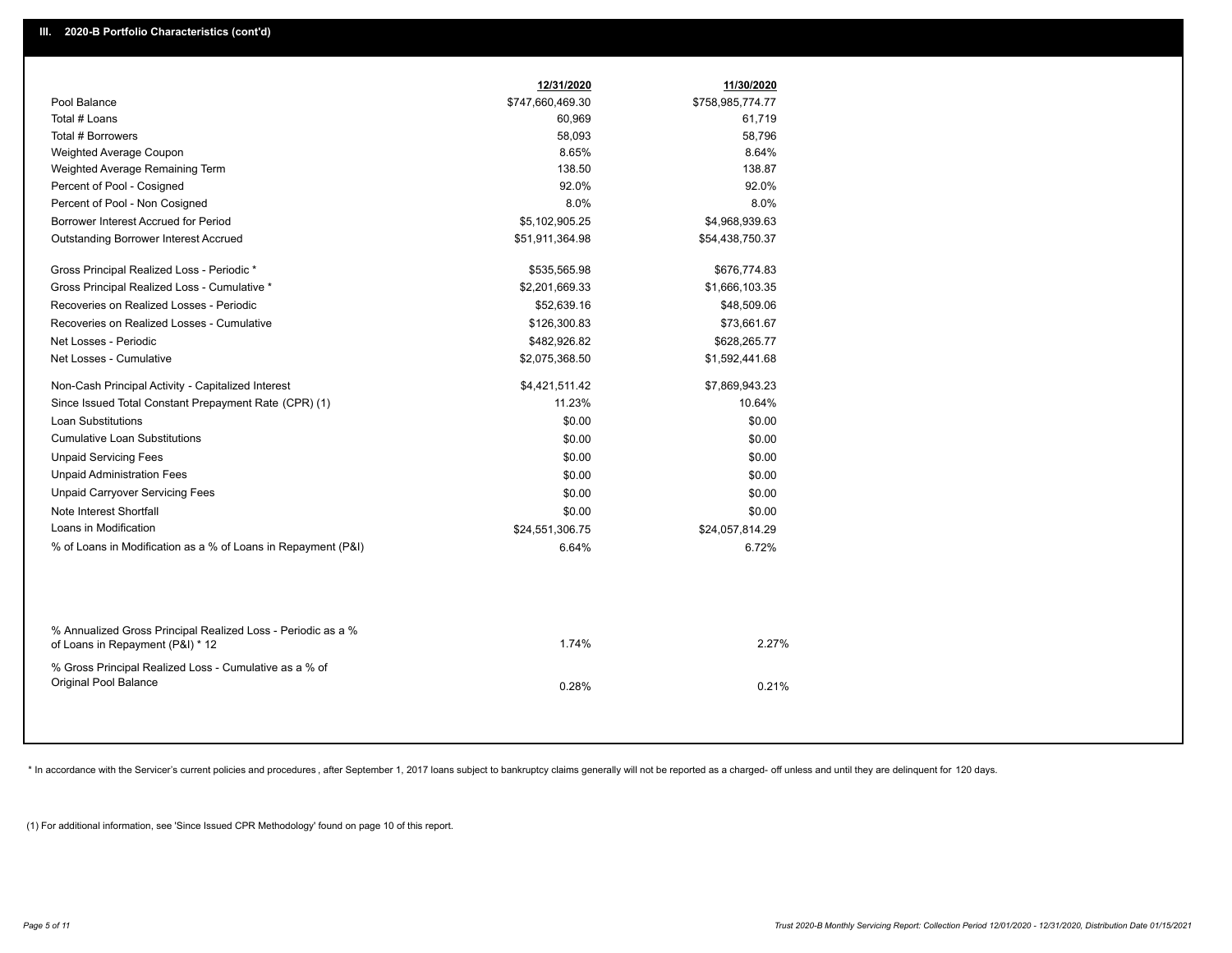## III. 2020-B Portfolio Characteristics (cont'd)

| | 12/31/2020 | 11/30/2020 |
|---|---|---|
| Pool Balance | $747,660,469.30 | $758,985,774.77 |
| Total # Loans | 60,969 | 61,719 |
| Total # Borrowers | 58,093 | 58,796 |
| Weighted Average Coupon | 8.65% | 8.64% |
| Weighted Average Remaining Term | 138.50 | 138.87 |
| Percent of Pool - Cosigned | 92.0% | 92.0% |
| Percent of Pool - Non Cosigned | 8.0% | 8.0% |
| Borrower Interest Accrued for Period | $5,102,905.25 | $4,968,939.63 |
| Outstanding Borrower Interest Accrued | $51,911,364.98 | $54,438,750.37 |
| Gross Principal Realized Loss - Periodic * | $535,565.98 | $676,774.83 |
| Gross Principal Realized Loss - Cumulative * | $2,201,669.33 | $1,666,103.35 |
| Recoveries on Realized Losses - Periodic | $52,639.16 | $48,509.06 |
| Recoveries on Realized Losses - Cumulative | $126,300.83 | $73,661.67 |
| Net Losses - Periodic | $482,926.82 | $628,265.77 |
| Net Losses - Cumulative | $2,075,368.50 | $1,592,441.68 |
| Non-Cash Principal Activity - Capitalized Interest | $4,421,511.42 | $7,869,943.23 |
| Since Issued Total Constant Prepayment Rate (CPR) (1) | 11.23% | 10.64% |
| Loan Substitutions | $0.00 | $0.00 |
| Cumulative Loan Substitutions | $0.00 | $0.00 |
| Unpaid Servicing Fees | $0.00 | $0.00 |
| Unpaid Administration Fees | $0.00 | $0.00 |
| Unpaid Carryover Servicing Fees | $0.00 | $0.00 |
| Note Interest Shortfall | $0.00 | $0.00 |
| Loans in Modification | $24,551,306.75 | $24,057,814.29 |
| % of Loans in Modification as a % of Loans in Repayment (P&I) | 6.64% | 6.72% |
| % Annualized Gross Principal Realized Loss - Periodic as a % of Loans in Repayment (P&I) * 12 | 1.74% | 2.27% |
| % Gross Principal Realized Loss - Cumulative as a % of Original Pool Balance | 0.28% | 0.21% |

* In accordance with the Servicer's current policies and procedures , after September 1, 2017 loans subject to bankruptcy claims generally will not be reported as a charged- off unless and until they are delinquent for 120 days.

(1) For additional information, see 'Since Issued CPR Methodology' found on page 10 of this report.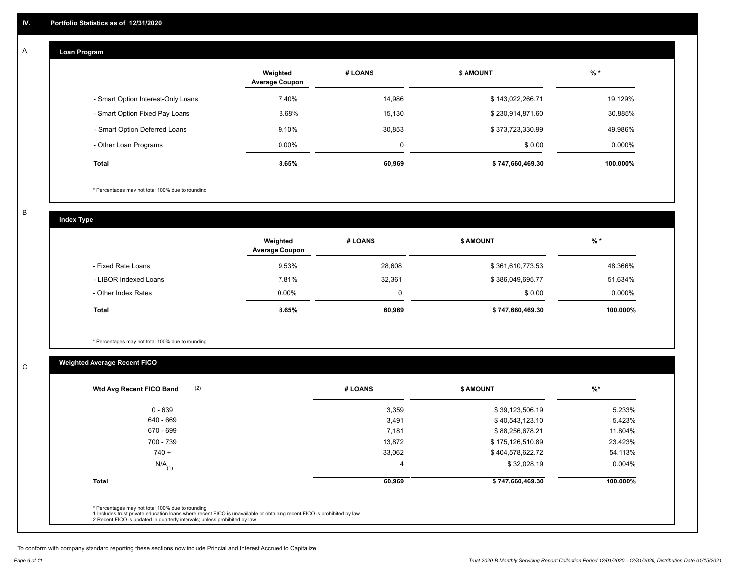## IV. Portfolio Statistics as of 12/31/2020

### A Loan Program

| | Weighted Average Coupon | # LOANS | $ AMOUNT | % * |
|---|---|---|---|---|
| - Smart Option Interest-Only Loans | 7.40% | 14,986 | $ 143,022,266.71 | 19.129% |
| - Smart Option Fixed Pay Loans | 8.68% | 15,130 | $ 230,914,871.60 | 30.885% |
| - Smart Option Deferred Loans | 9.10% | 30,853 | $ 373,723,330.99 | 49.986% |
| - Other Loan Programs | 0.00% | 0 | $ 0.00 | 0.000% |
| **Total** | **8.65%** | **60,969** | **$ 747,660,469.30** | **100.000%** |

* Percentages may not total 100% due to rounding

### B Index Type

| | Weighted Average Coupon | # LOANS | $ AMOUNT | % * |
|---|---|---|---|---|
| - Fixed Rate Loans | 9.53% | 28,608 | $ 361,610,773.53 | 48.366% |
| - LIBOR Indexed Loans | 7.81% | 32,361 | $ 386,049,695.77 | 51.634% |
| - Other Index Rates | 0.00% | 0 | $ 0.00 | 0.000% |
| **Total** | **8.65%** | **60,969** | **$ 747,660,469.30** | **100.000%** |

* Percentages may not total 100% due to rounding

### C Weighted Average Recent FICO

| Wtd Avg Recent FICO Band (2) | # LOANS | $ AMOUNT | %* |
|---|---|---|---|
| 0 - 639 | 3,359 | $ 39,123,506.19 | 5.233% |
| 640 - 669 | 3,491 | $ 40,543,123.10 | 5.423% |
| 670 - 699 | 7,181 | $ 88,256,678.21 | 11.804% |
| 700 - 739 | 13,872 | $ 175,126,510.89 | 23.423% |
| 740 + | 33,062 | $ 404,578,622.72 | 54.113% |
| N/A (1) | 4 | $ 32,028.19 | 0.004% |
| **Total** | **60,969** | **$ 747,660,469.30** | **100.000%** |

* Percentages may not total 100% due to rounding
1 Includes trust private education loans where recent FICO is unavailable or obtaining recent FICO is prohibited by law
2 Recent FICO is updated in quarterly intervals; unless prohibited by law

To conform with company standard reporting these sections now include Princial and Interest Accrued to Capitalize .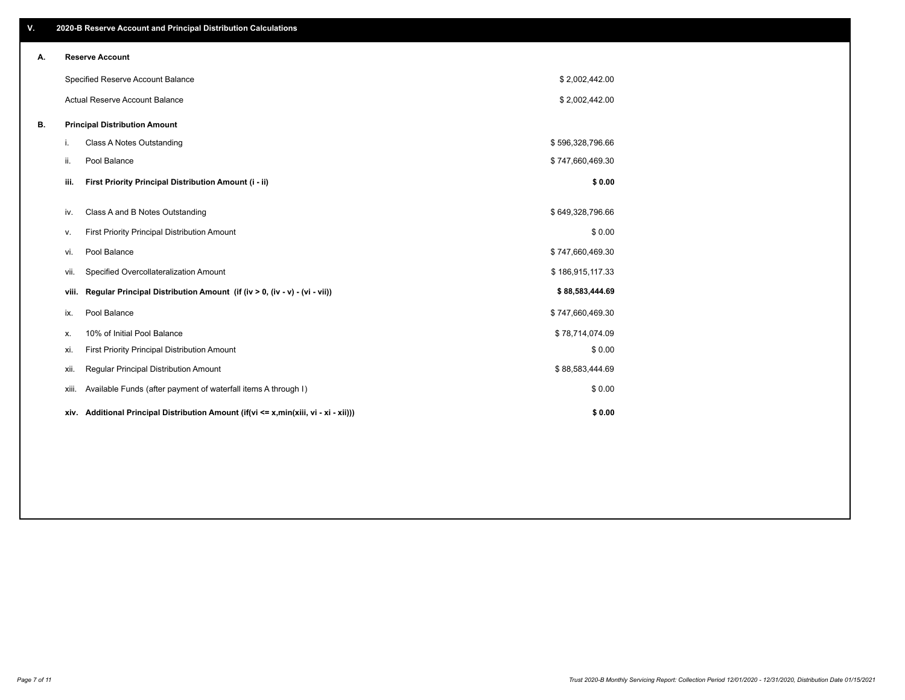## V. 2020-B Reserve Account and Principal Distribution Calculations

### A. Reserve Account

| | |
|---|---|
| Specified Reserve Account Balance | $ 2,002,442.00 |
| Actual Reserve Account Balance | $ 2,002,442.00 |

### B. Principal Distribution Amount

| | | |
|---|---|---|
| i. | Class A Notes Outstanding | $ 596,328,796.66 |
| ii. | Pool Balance | $ 747,660,469.30 |
| **iii.** | **First Priority Principal Distribution Amount (i - ii)** | **$ 0.00** |
| iv. | Class A and B Notes Outstanding | $ 649,328,796.66 |
| v. | First Priority Principal Distribution Amount | $ 0.00 |
| vi. | Pool Balance | $ 747,660,469.30 |
| vii. | Specified Overcollateralization Amount | $ 186,915,117.33 |
| **viii.** | **Regular Principal Distribution Amount (if (iv > 0, (iv - v) - (vi - vii))** | **$ 88,583,444.69** |
| ix. | Pool Balance | $ 747,660,469.30 |
| x. | 10% of Initial Pool Balance | $ 78,714,074.09 |
| xi. | First Priority Principal Distribution Amount | $ 0.00 |
| xii. | Regular Principal Distribution Amount | $ 88,583,444.69 |
| xiii. | Available Funds (after payment of waterfall items A through I) | $ 0.00 |
| **xiv.** | **Additional Principal Distribution Amount (if(vi <= x,min(xiii, vi - xi - xii)))** | **$ 0.00** |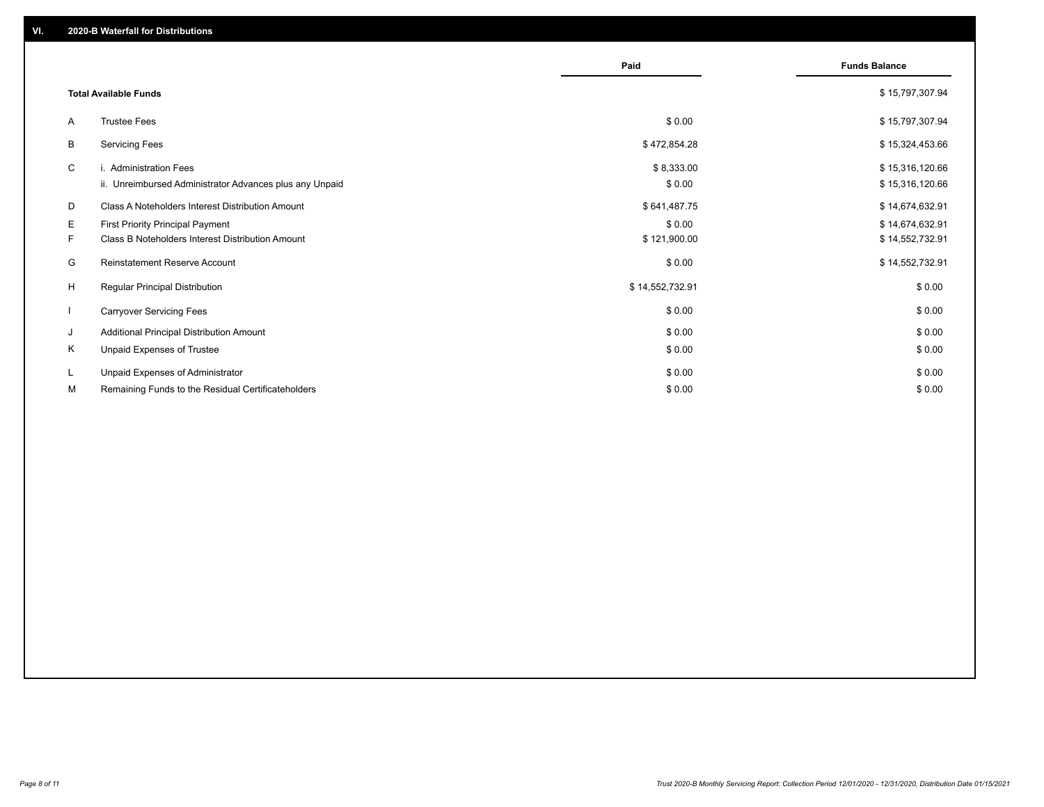## VI. 2020-B Waterfall for Distributions

| | | Paid | Funds Balance |
|---|---|---|---|
| | **Total Available Funds** | | $ 15,797,307.94 |
| A | Trustee Fees | $ 0.00 | $ 15,797,307.94 |
| B | Servicing Fees | $ 472,854.28 | $ 15,324,453.66 |
| C | i. Administration Fees | $ 8,333.00 | $ 15,316,120.66 |
| | ii. Unreimbursed Administrator Advances plus any Unpaid | $ 0.00 | $ 15,316,120.66 |
| D | Class A Noteholders Interest Distribution Amount | $ 641,487.75 | $ 14,674,632.91 |
| E | First Priority Principal Payment | $ 0.00 | $ 14,674,632.91 |
| F | Class B Noteholders Interest Distribution Amount | $ 121,900.00 | $ 14,552,732.91 |
| G | Reinstatement Reserve Account | $ 0.00 | $ 14,552,732.91 |
| H | Regular Principal Distribution | $ 14,552,732.91 | $ 0.00 |
| I | Carryover Servicing Fees | $ 0.00 | $ 0.00 |
| J | Additional Principal Distribution Amount | $ 0.00 | $ 0.00 |
| K | Unpaid Expenses of Trustee | $ 0.00 | $ 0.00 |
| L | Unpaid Expenses of Administrator | $ 0.00 | $ 0.00 |
| M | Remaining Funds to the Residual Certificateholders | $ 0.00 | $ 0.00 |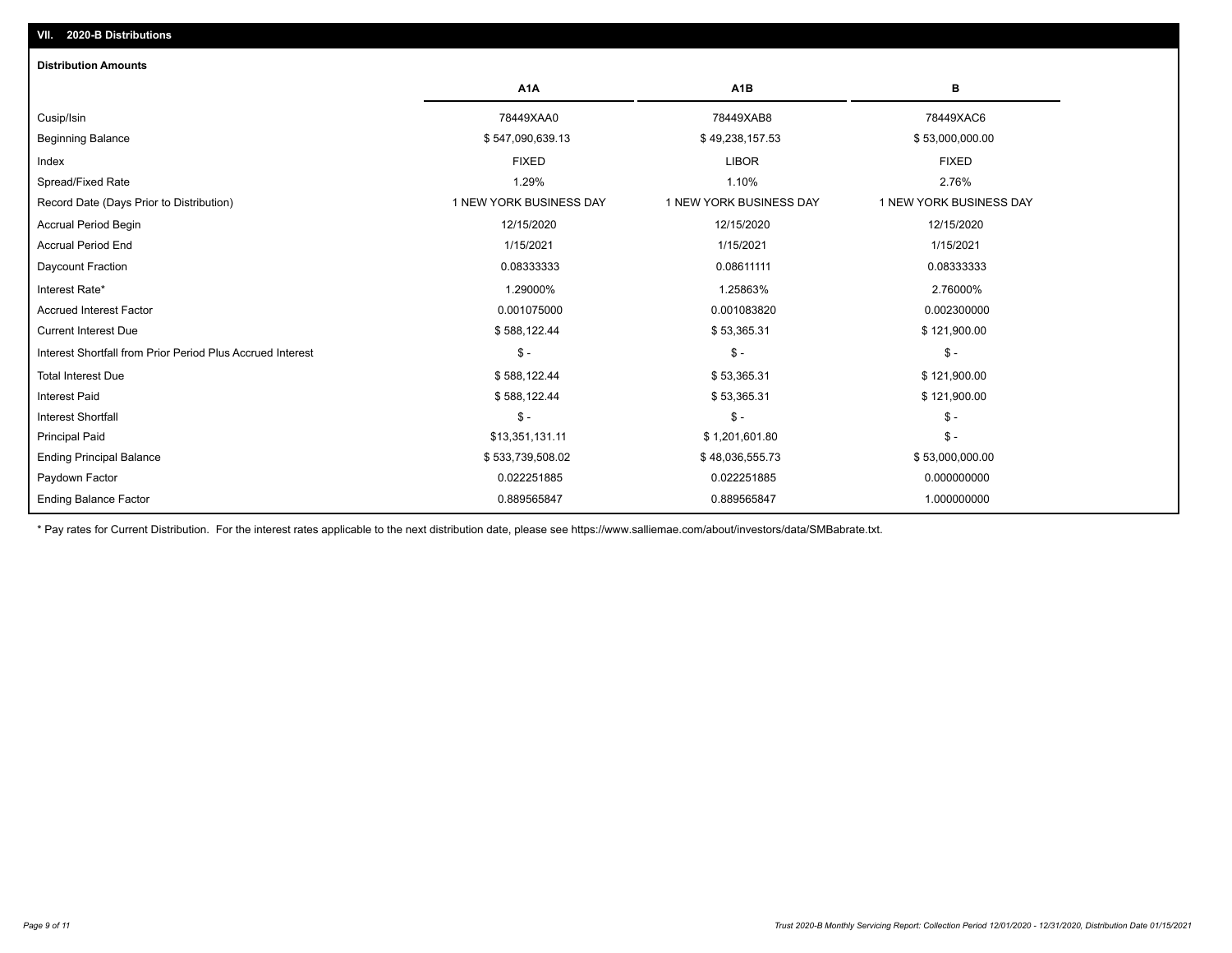## VII. 2020-B Distributions

### Distribution Amounts

| | A1A | A1B | B |
|---|---|---|---|
| Cusip/Isin | 78449XAA0 | 78449XAB8 | 78449XAC6 |
| Beginning Balance | $ 547,090,639.13 | $ 49,238,157.53 | $ 53,000,000.00 |
| Index | FIXED | LIBOR | FIXED |
| Spread/Fixed Rate | 1.29% | 1.10% | 2.76% |
| Record Date (Days Prior to Distribution) | 1 NEW YORK BUSINESS DAY | 1 NEW YORK BUSINESS DAY | 1 NEW YORK BUSINESS DAY |
| Accrual Period Begin | 12/15/2020 | 12/15/2020 | 12/15/2020 |
| Accrual Period End | 1/15/2021 | 1/15/2021 | 1/15/2021 |
| Daycount Fraction | 0.08333333 | 0.08611111 | 0.08333333 |
| Interest Rate* | 1.29000% | 1.25863% | 2.76000% |
| Accrued Interest Factor | 0.001075000 | 0.001083820 | 0.002300000 |
| Current Interest Due | $ 588,122.44 | $ 53,365.31 | $ 121,900.00 |
| Interest Shortfall from Prior Period Plus Accrued Interest | $ - | $ - | $ - |
| Total Interest Due | $ 588,122.44 | $ 53,365.31 | $ 121,900.00 |
| Interest Paid | $ 588,122.44 | $ 53,365.31 | $ 121,900.00 |
| Interest Shortfall | $ - | $ - | $ - |
| Principal Paid | $13,351,131.11 | $ 1,201,601.80 | $ - |
| Ending Principal Balance | $ 533,739,508.02 | $ 48,036,555.73 | $ 53,000,000.00 |
| Paydown Factor | 0.022251885 | 0.022251885 | 0.000000000 |
| Ending Balance Factor | 0.889565847 | 0.889565847 | 1.000000000 |

* Pay rates for Current Distribution. For the interest rates applicable to the next distribution date, please see https://www.salliemae.com/about/investors/data/SMBabrate.txt.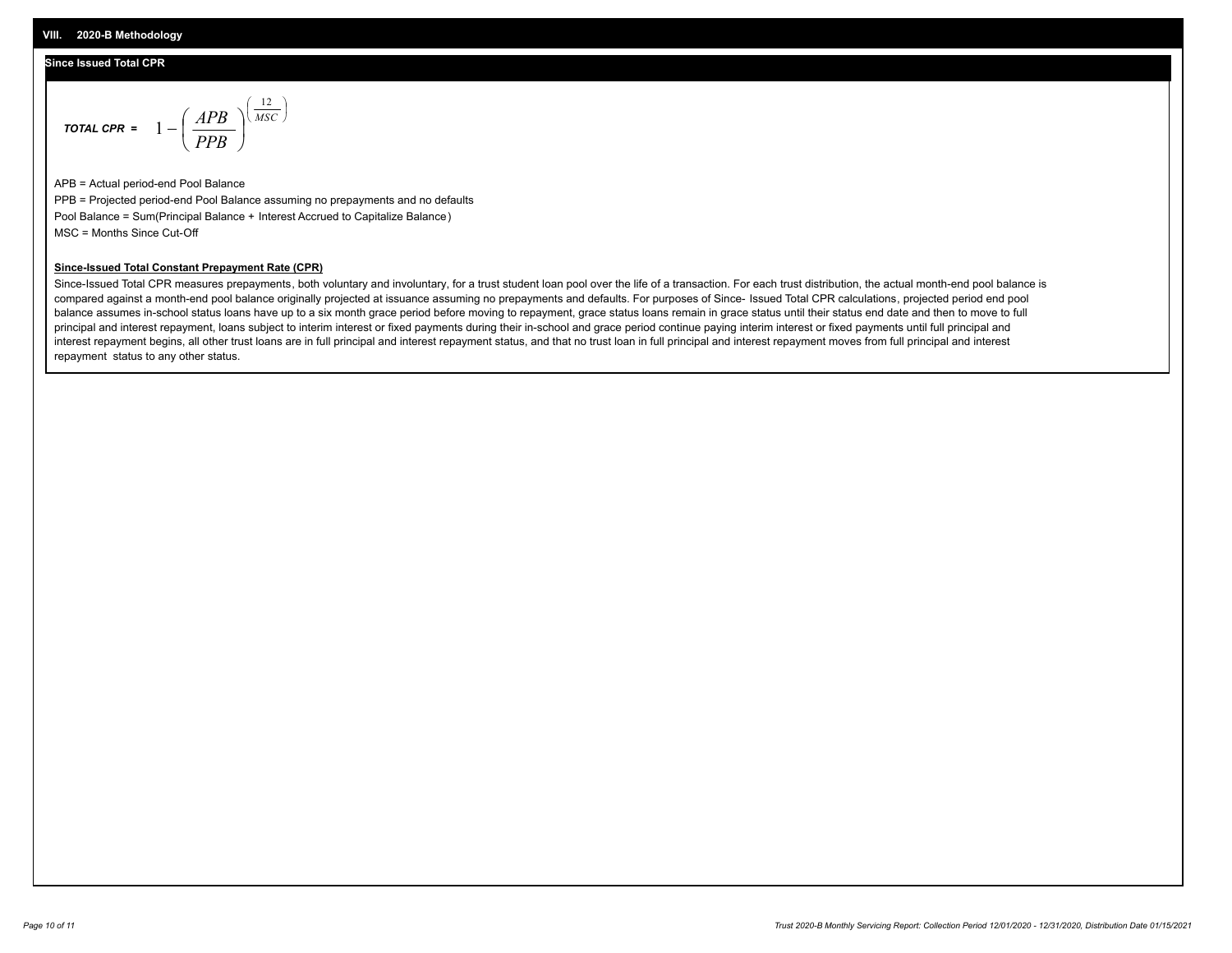## VIII. 2020-B Methodology

### Since Issued Total CPR

***TOTAL CPR =*** $$1 - \left( \frac{APB}{PPB} \right)^{\left( \frac{12}{MSC} \right)}$$

APB = Actual period-end Pool Balance

PPB = Projected period-end Pool Balance assuming no prepayments and no defaults

Pool Balance = Sum(Principal Balance + Interest Accrued to Capitalize Balance)

MSC = Months Since Cut-Off

**Since-Issued Total Constant Prepayment Rate (CPR)**

Since-Issued Total CPR measures prepayments, both voluntary and involuntary, for a trust student loan pool over the life of a transaction. For each trust distribution, the actual month-end pool balance is compared against a month-end pool balance originally projected at issuance assuming no prepayments and defaults. For purposes of Since- Issued Total CPR calculations, projected period end pool balance assumes in-school status loans have up to a six month grace period before moving to repayment, grace status loans remain in grace status until their status end date and then to move to full principal and interest repayment, loans subject to interim interest or fixed payments during their in-school and grace period continue paying interim interest or fixed payments until full principal and interest repayment begins, all other trust loans are in full principal and interest repayment status, and that no trust loan in full principal and interest repayment moves from full principal and interest repayment status to any other status.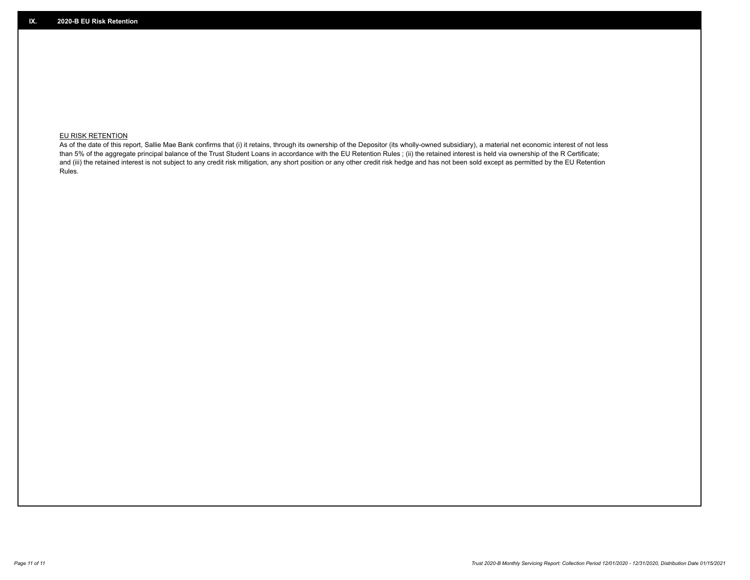## IX. 2020-B EU Risk Retention

EU RISK RETENTION

As of the date of this report, Sallie Mae Bank confirms that (i) it retains, through its ownership of the Depositor (its wholly-owned subsidiary), a material net economic interest of not less than 5% of the aggregate principal balance of the Trust Student Loans in accordance with the EU Retention Rules ; (ii) the retained interest is held via ownership of the R Certificate; and (iii) the retained interest is not subject to any credit risk mitigation, any short position or any other credit risk hedge and has not been sold except as permitted by the EU Retention Rules.